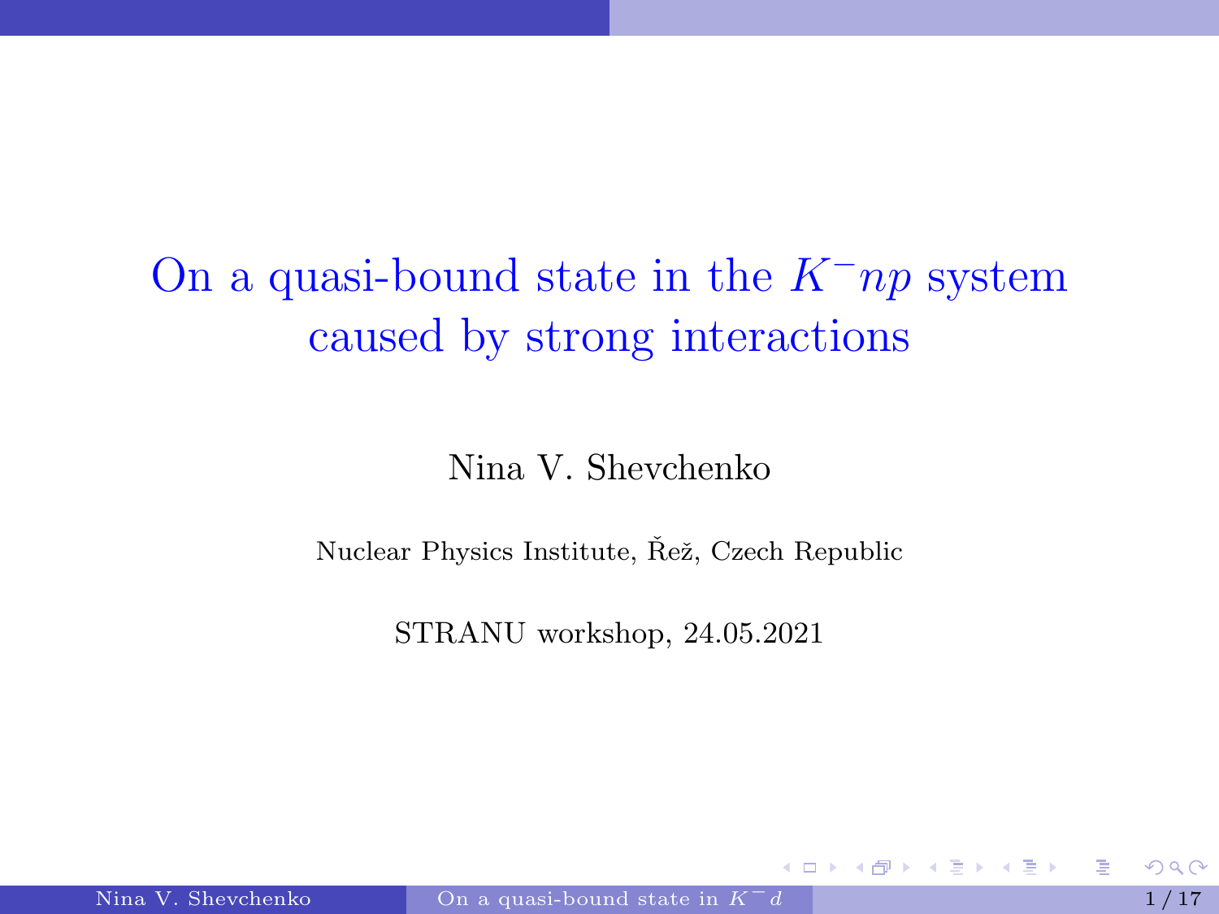# On a quasi-bound state in the $K^- np$ system caused by strong interactions

Nina V. Shevchenko

Nuclear Physics Institute, Řež, Czech Republic

STRANU workshop, 24.05.2021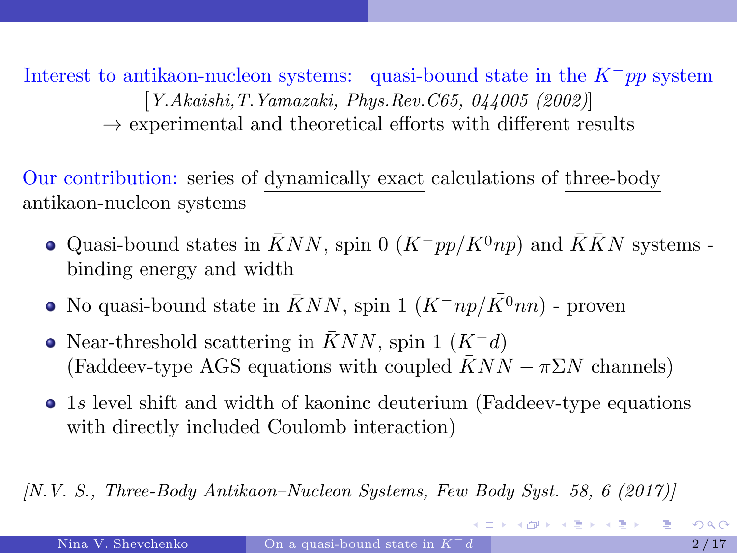Interest to antikaon-nucleon systems: quasi-bound state in the $K^-pp$ system
[*Y.Akaishi, T.Yamazaki, Phys.Rev.C65, 044005 (2002)*]
$\rightarrow$ experimental and theoretical efforts with different results

Our contribution: series of dynamically exact calculations of three-body antikaon-nucleon systems

- Quasi-bound states in $\bar{K}NN$, spin 0 ($K^-pp/\bar{K^0}np$) and $\bar{K}\bar{K}N$ systems - binding energy and width
- No quasi-bound state in $\bar{K}NN$, spin 1 ($K^-np/\bar{K^0}nn$) - proven
- Near-threshold scattering in $\bar{K}NN$, spin 1 ($K^-d$)
  (Faddeev-type AGS equations with coupled $\bar{K}NN - \pi\Sigma N$ channels)
- $1s$ level shift and width of kaoninc deuterium (Faddeev-type equations with directly included Coulomb interaction)

*[N.V. S., Three-Body Antikaon–Nucleon Systems, Few Body Syst. 58, 6 (2017)]*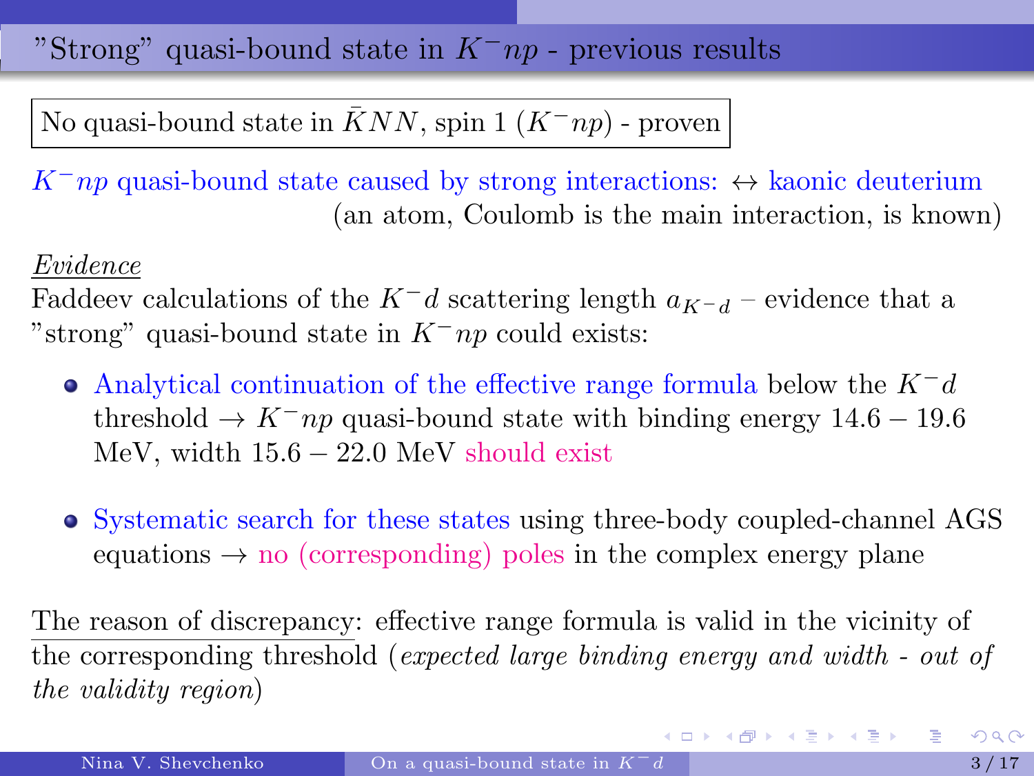# "Strong" quasi-bound state in $K^-np$ - previous results

No quasi-bound state in $\bar{K}NN$, spin 1 ($K^-np$) - proven

$K^-np$ quasi-bound state caused by strong interactions: $\leftrightarrow$ kaonic deuterium (an atom, Coulomb is the main interaction, is known)

*Evidence*

Faddeev calculations of the $K^-d$ scattering length $a_{K^-d}$ – evidence that a "strong" quasi-bound state in $K^-np$ could exists:

- Analytical continuation of the effective range formula below the $K^-d$ threshold $\rightarrow$ $K^-np$ quasi-bound state with binding energy $14.6 - 19.6$ MeV, width $15.6 - 22.0$ MeV should exist

- Systematic search for these states using three-body coupled-channel AGS equations $\rightarrow$ no (corresponding) poles in the complex energy plane

The reason of discrepancy: effective range formula is valid in the vicinity of the corresponding threshold (*expected large binding energy and width - out of the validity region*)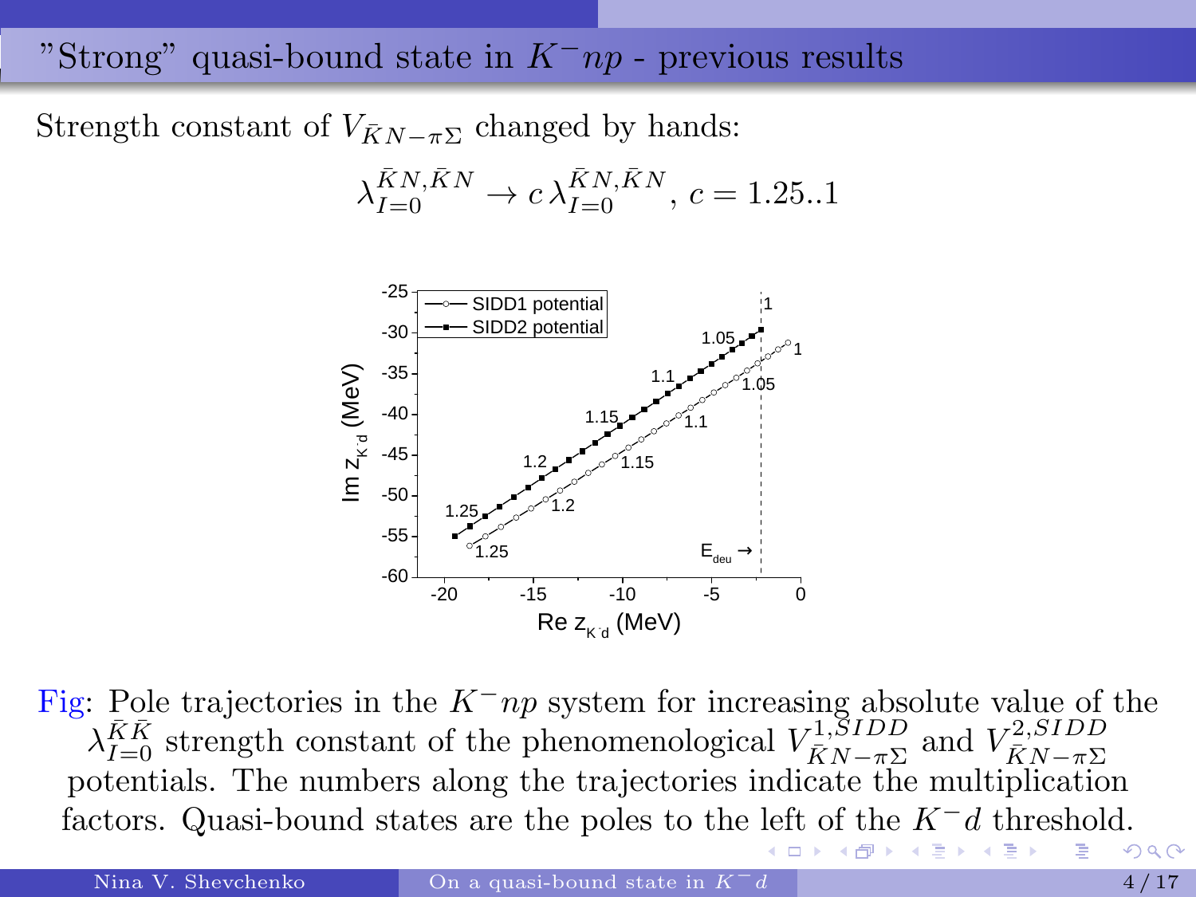# "Strong" quasi-bound state in $K^- np$ - previous results

Strength constant of $V_{\bar{K}N-\pi\Sigma}$ changed by hands:

$$\lambda_{I=0}^{\bar{K}N,\bar{K}N} \to c\,\lambda_{I=0}^{\bar{K}N,\bar{K}N},\; c = 1.25..1$$

Fig: Pole trajectories in the $K^- np$ system for increasing absolute value of the $\lambda_{I=0}^{\bar{K}\bar{K}}$ strength constant of the phenomenological $V_{\bar{K}N-\pi\Sigma}^{1,SIDD}$ and $V_{\bar{K}N-\pi\Sigma}^{2,SIDD}$ potentials. The numbers along the trajectories indicate the multiplication factors. Quasi-bound states are the poles to the left of the $K^- d$ threshold.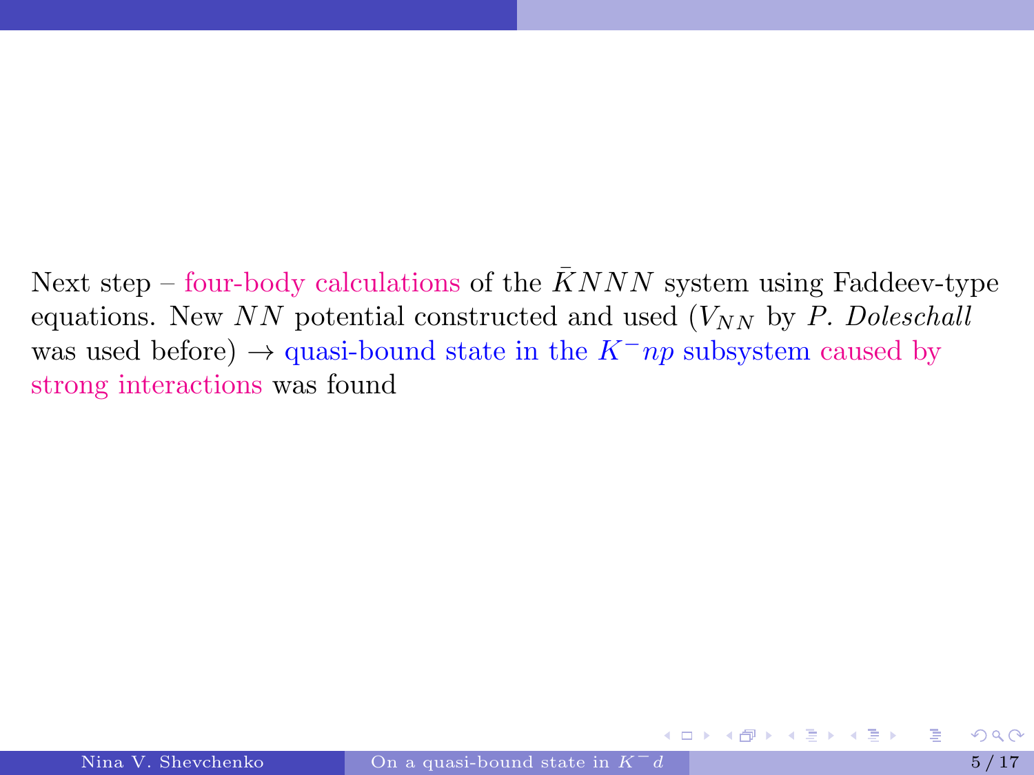Next step – four-body calculations of the $\bar{K}NNN$ system using Faddeev-type equations. New $NN$ potential constructed and used ($V_{NN}$ by *P. Doleschall* was used before) $\rightarrow$ quasi-bound state in the $K^{-}np$ subsystem caused by strong interactions was found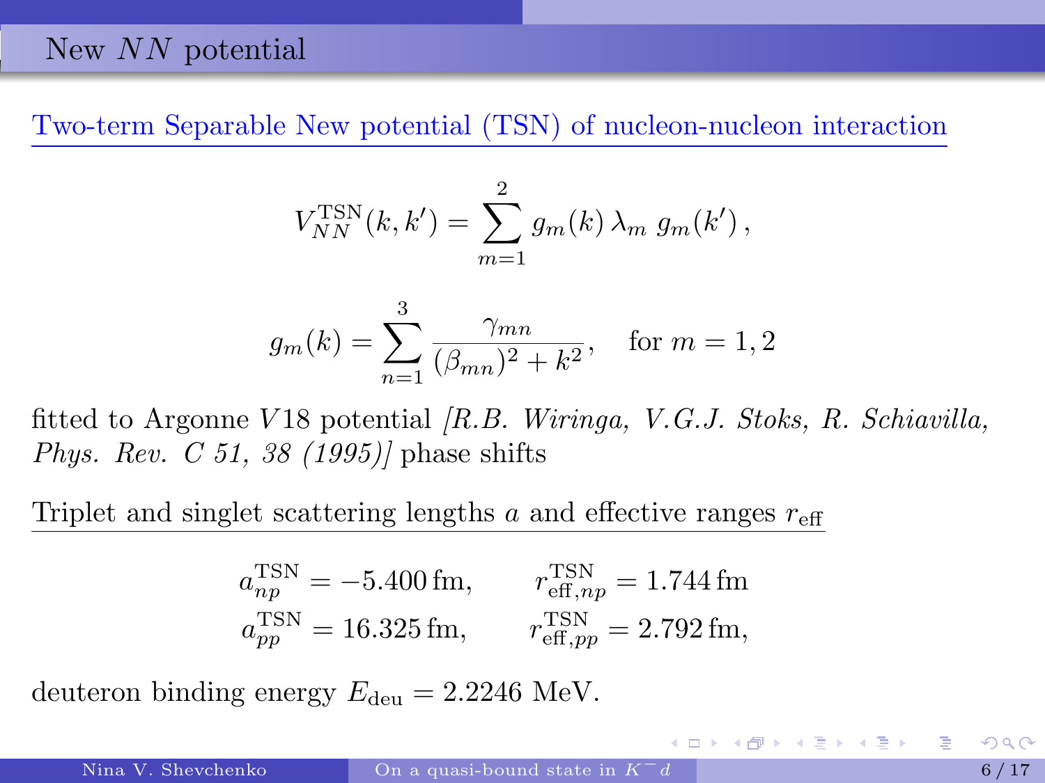## New $NN$ potential

Two-term Separable New potential (TSN) of nucleon-nucleon interaction

$$V_{NN}^{\rm TSN}(k,k') = \sum_{m=1}^{2} g_m(k)\,\lambda_m\, g_m(k')\,,$$

$$g_m(k) = \sum_{n=1}^{3} \frac{\gamma_{mn}}{(\beta_{mn})^2 + k^2}, \quad \text{for } m = 1,2$$

fitted to Argonne $V18$ potential *[R.B. Wiringa, V.G.J. Stoks, R. Schiavilla, Phys. Rev. C 51, 38 (1995)]* phase shifts

Triplet and singlet scattering lengths $a$ and effective ranges $r_{\rm eff}$

$$a_{np}^{\rm TSN} = -5.400\,\text{fm}, \qquad r_{{\rm eff},np}^{\rm TSN} = 1.744\,\text{fm}$$
$$a_{pp}^{\rm TSN} = 16.325\,\text{fm}, \qquad r_{{\rm eff},pp}^{\rm TSN} = 2.792\,\text{fm},$$

deuteron binding energy $E_{\rm deu} = 2.2246$ MeV.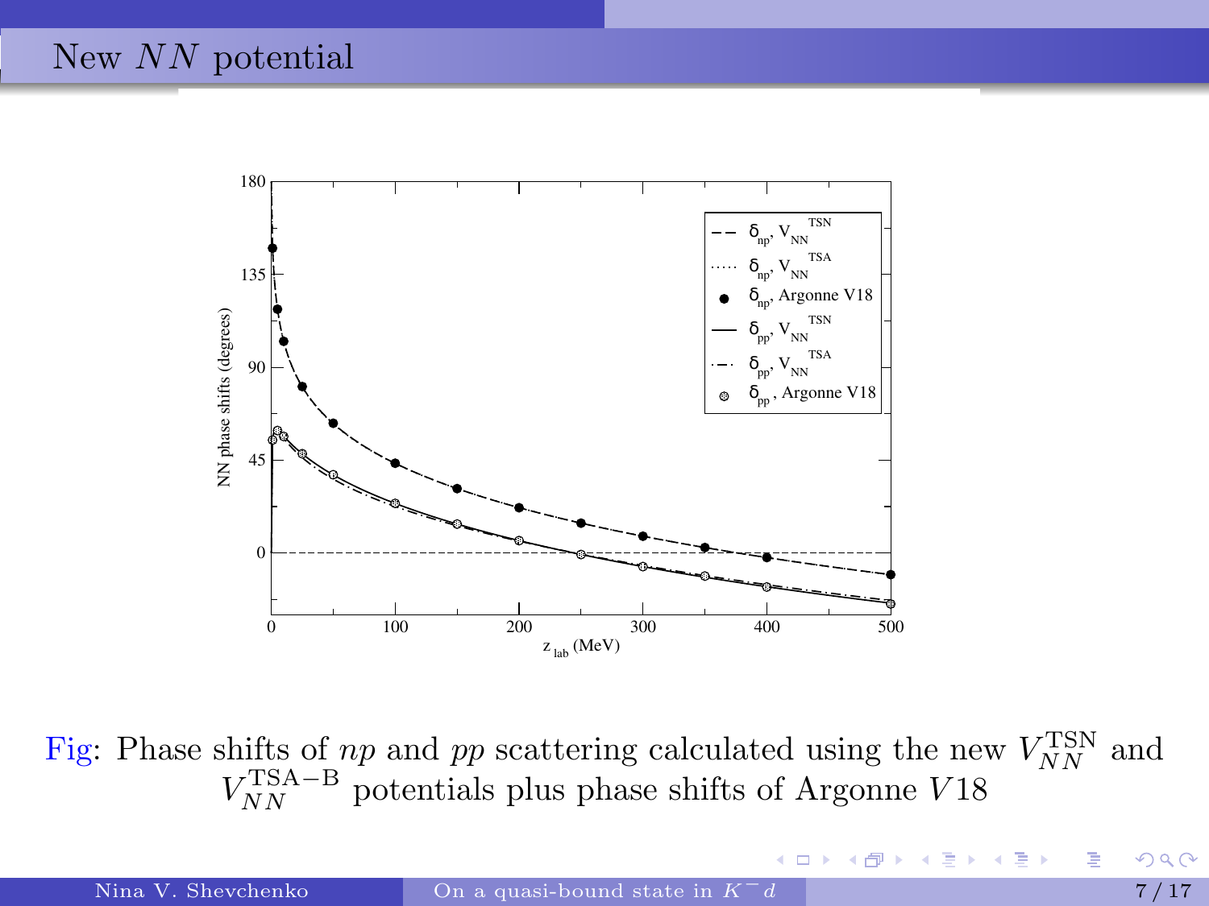# New $NN$ potential

Fig: Phase shifts of $np$ and $pp$ scattering calculated using the new $V_{NN}^{\mathrm{TSN}}$ and $V_{NN}^{\mathrm{TSA-B}}$ potentials plus phase shifts of Argonne $V18$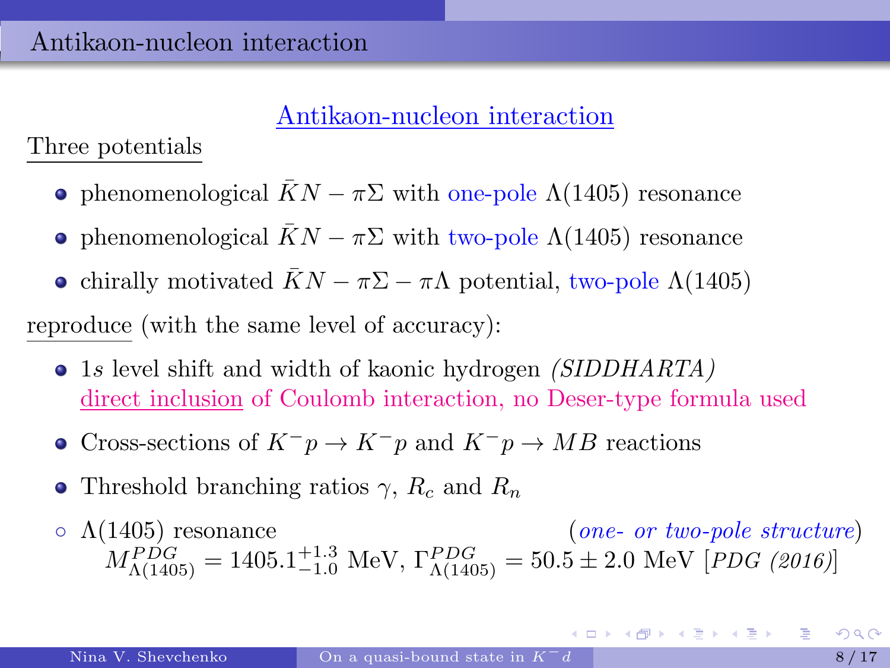## Antikaon-nucleon interaction

Three potentials

- phenomenological $\bar{K}N - \pi\Sigma$ with one-pole $\Lambda(1405)$ resonance
- phenomenological $\bar{K}N - \pi\Sigma$ with two-pole $\Lambda(1405)$ resonance
- chirally motivated $\bar{K}N - \pi\Sigma - \pi\Lambda$ potential, two-pole $\Lambda(1405)$

reproduce (with the same level of accuracy):

- $1s$ level shift and width of kaonic hydrogen *(SIDDHARTA)*
  direct inclusion of Coulomb interaction, no Deser-type formula used
- Cross-sections of $K^- p \to K^- p$ and $K^- p \to MB$ reactions
- Threshold branching ratios $\gamma$, $R_c$ and $R_n$
- $\Lambda(1405)$ resonance (*one- or two-pole structure*)
  $M^{PDG}_{\Lambda(1405)} = 1405.1^{+1.3}_{-1.0}$ MeV, $\Gamma^{PDG}_{\Lambda(1405)} = 50.5 \pm 2.0$ MeV [*PDG (2016)*]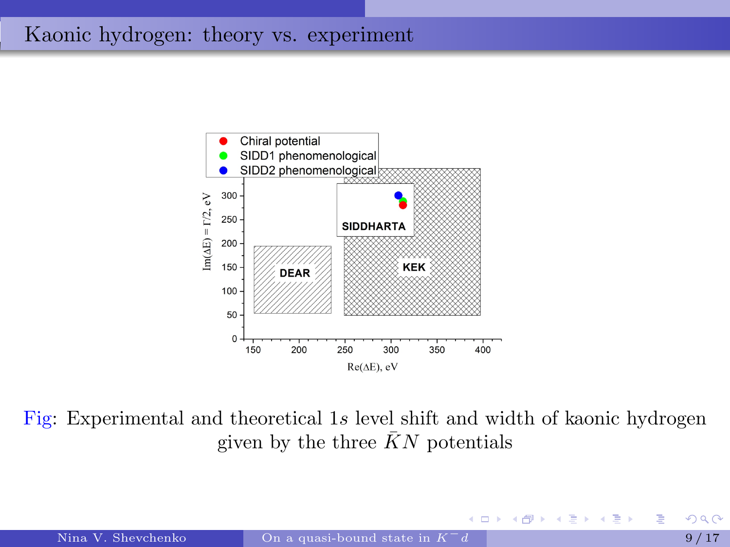# Kaonic hydrogen: theory vs. experiment

Fig: Experimental and theoretical $1s$ level shift and width of kaonic hydrogen given by the three $\bar{K}N$ potentials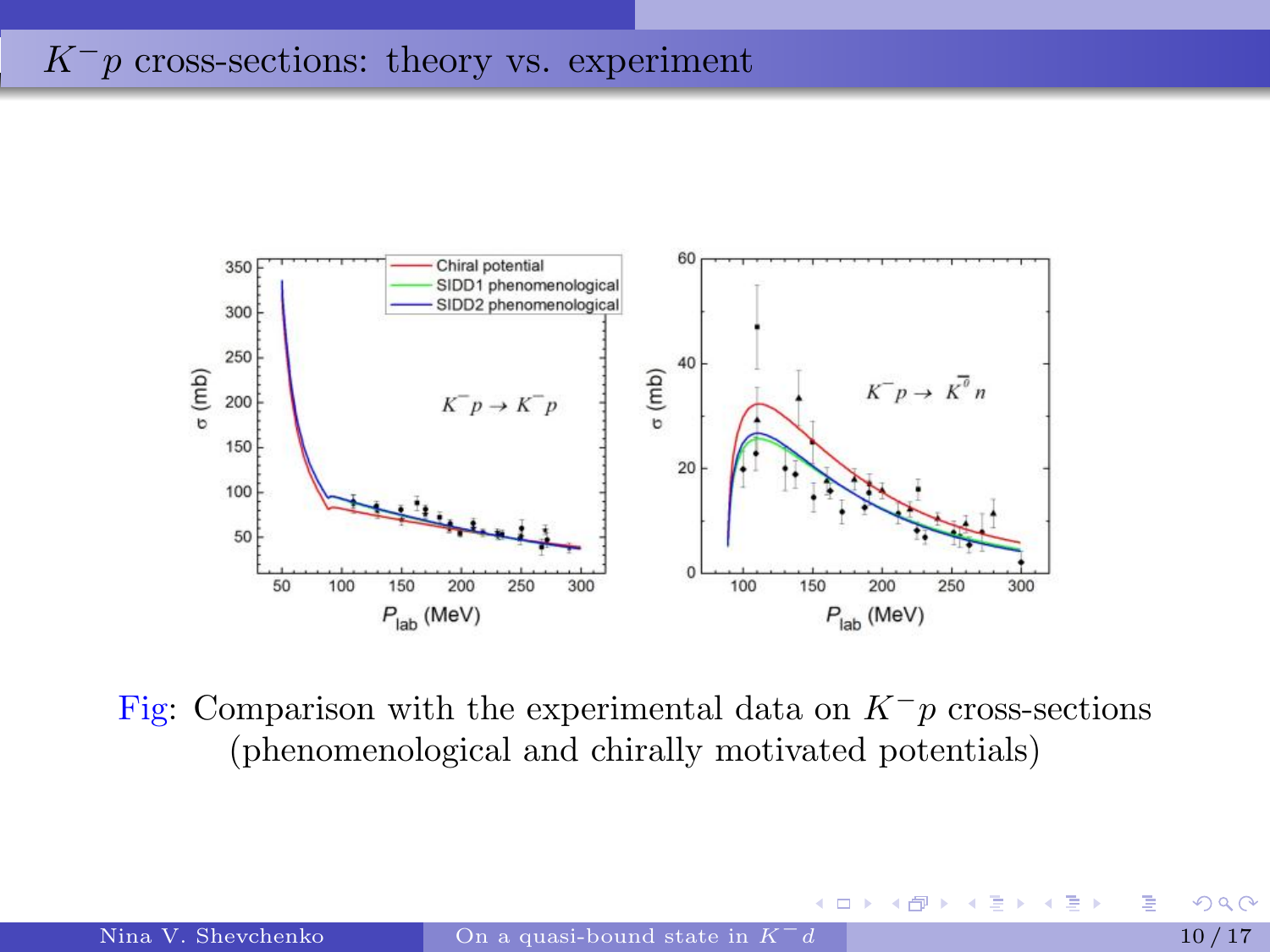# $K^- p$ cross-sections: theory vs. experiment

Fig: Comparison with the experimental data on $K^- p$ cross-sections (phenomenological and chirally motivated potentials)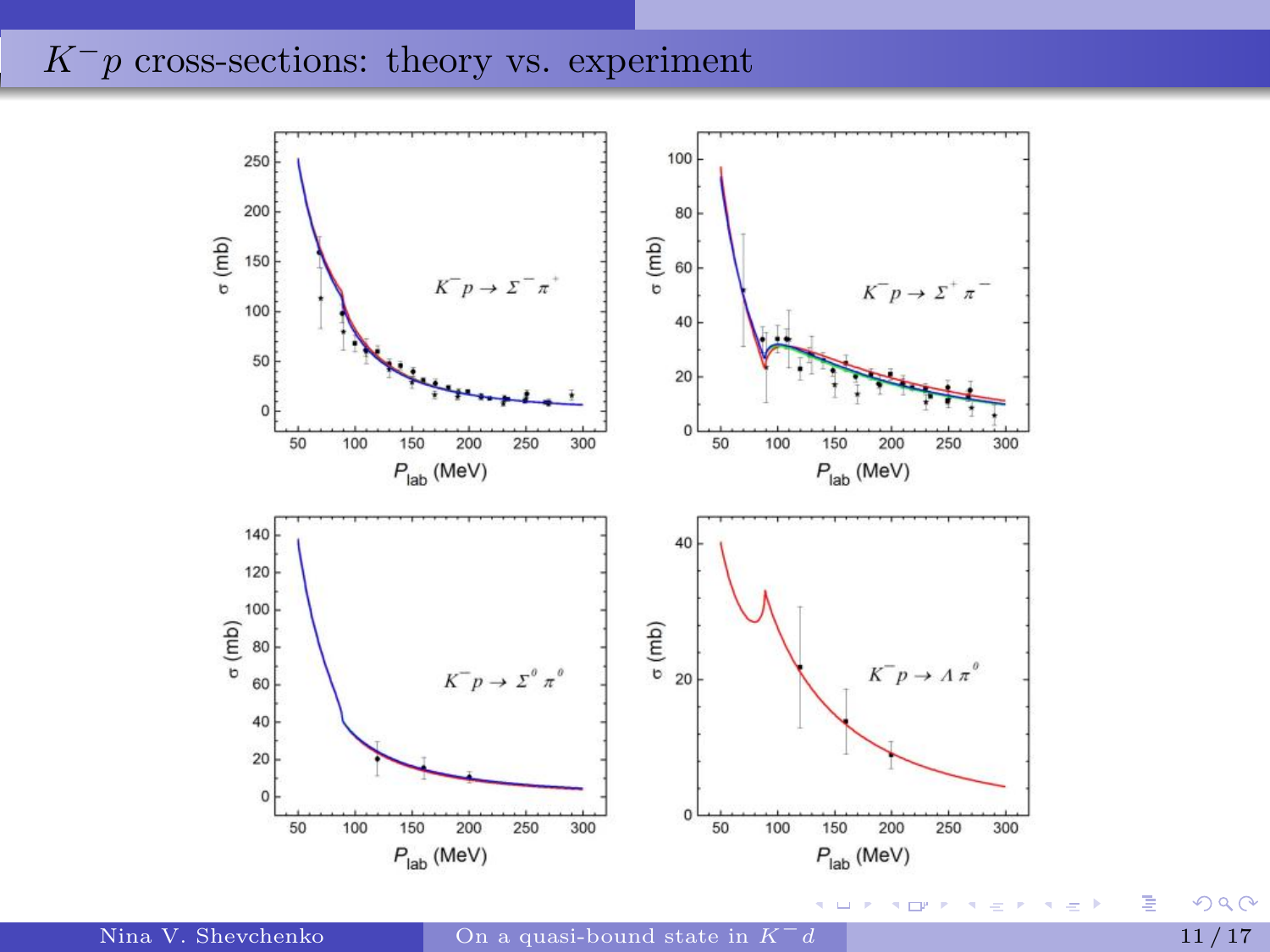# $K^- p$ cross-sections: theory vs. experiment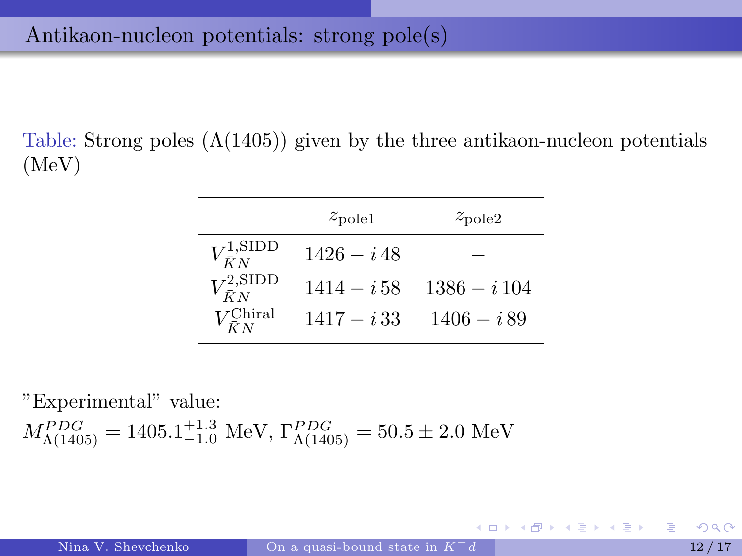# Antikaon-nucleon potentials: strong pole(s)

Table: Strong poles ($\Lambda(1405)$) given by the three antikaon-nucleon potentials (MeV)

| | $z_{\rm pole1}$ | $z_{\rm pole2}$ |
|---|---|---|
| $V^{1,\rm SIDD}_{\bar{K}N}$ | $1426 - i\,48$ | $-$ |
| $V^{2,\rm SIDD}_{\bar{K}N}$ | $1414 - i\,58$ | $1386 - i\,104$ |
| $V^{\rm Chiral}_{\bar{K}N}$ | $1417 - i\,33$ | $1406 - i\,89$ |

"Experimental" value:

$M^{PDG}_{\Lambda(1405)} = 1405.1^{+1.3}_{-1.0}$ MeV, $\Gamma^{PDG}_{\Lambda(1405)} = 50.5 \pm 2.0$ MeV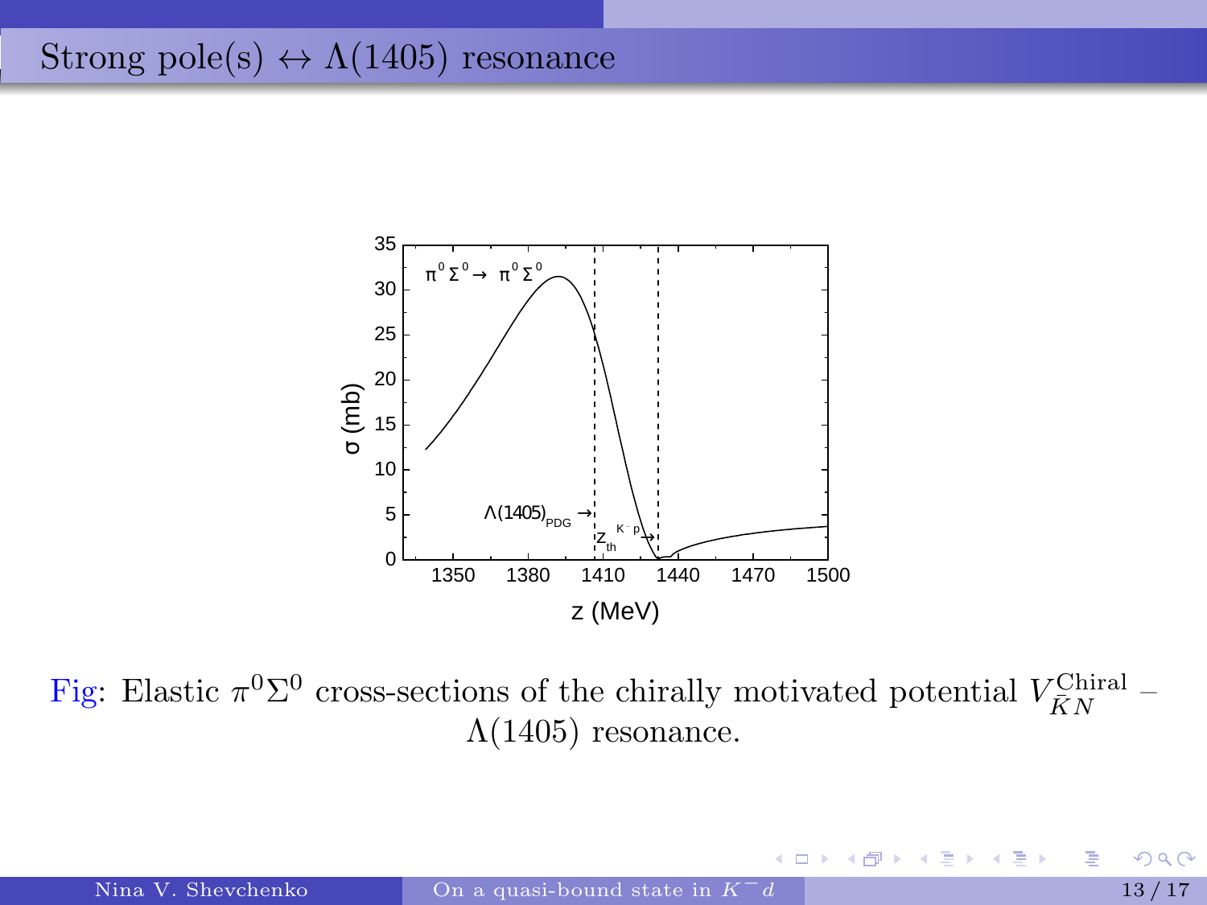# Strong pole(s) $\leftrightarrow \Lambda(1405)$ resonance

Fig: Elastic $\pi^0\Sigma^0$ cross-sections of the chirally motivated potential $V^{\text{Chiral}}_{\bar{K}N}$ – $\Lambda(1405)$ resonance.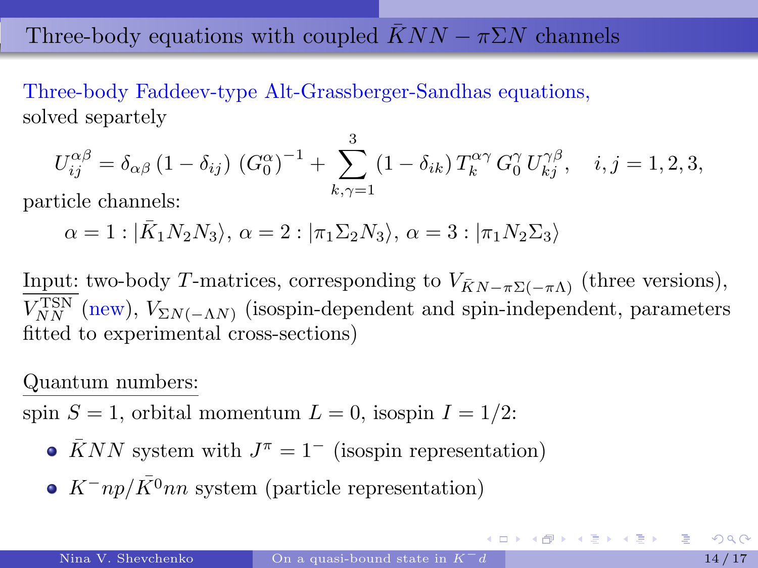# Three-body equations with coupled $\bar{K}NN - \pi\Sigma N$ channels

Three-body Faddeev-type Alt-Grassberger-Sandhas equations, solved separtely

$$U_{ij}^{\alpha\beta} = \delta_{\alpha\beta}\,(1-\delta_{ij})\,(G_0^{\alpha})^{-1} + \sum_{k,\gamma=1}^{3} (1-\delta_{ik})\,T_k^{\alpha\gamma}\,G_0^{\gamma}\,U_{kj}^{\gamma\beta}, \quad i,j=1,2,3,$$

particle channels:

$$\alpha = 1 : |\bar{K}_1 N_2 N_3\rangle,\ \alpha = 2 : |\pi_1 \Sigma_2 N_3\rangle,\ \alpha = 3 : |\pi_1 N_2 \Sigma_3\rangle$$

Input: two-body $T$-matrices, corresponding to $V_{\bar{K}N-\pi\Sigma(-\pi\Lambda)}$ (three versions), $V_{NN}^{\mathrm{TSN}}$ (new), $V_{\Sigma N(-\Lambda N)}$ (isospin-dependent and spin-independent, parameters fitted to experimental cross-sections)

Quantum numbers:

spin $S=1$, orbital momentum $L=0$, isospin $I=1/2$:

- $\bar{K}NN$ system with $J^{\pi}=1^{-}$ (isospin representation)
- $K^{-}np/\bar{K}^{0}nn$ system (particle representation)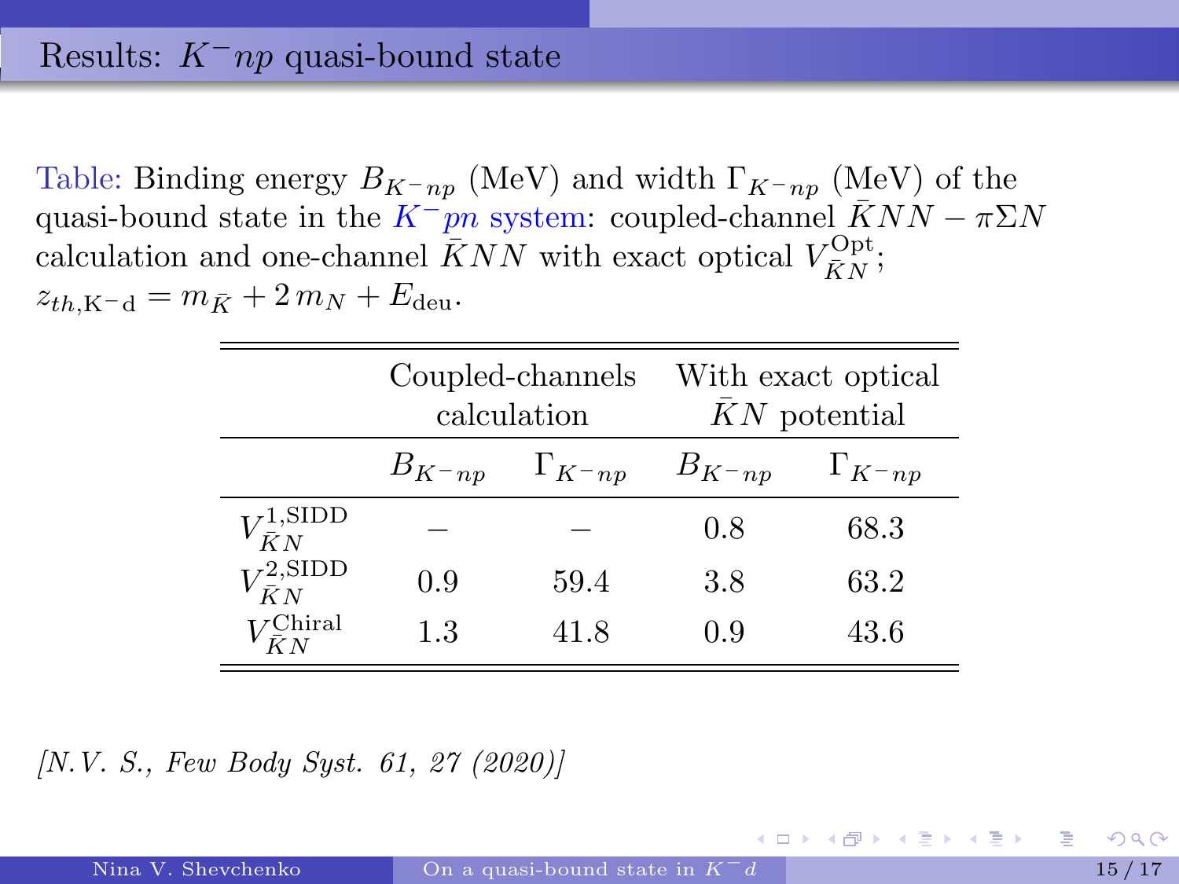# Results: $K^- np$ quasi-bound state

Table: Binding energy $B_{K^-np}$ (MeV) and width $\Gamma_{K^-np}$ (MeV) of the quasi-bound state in the $K^- pn$ system: coupled-channel $\bar{K}NN - \pi\Sigma N$ calculation and one-channel $\bar{K}NN$ with exact optical $V^{\mathrm{Opt}}_{\bar{K}N}$; $z_{th,\mathrm{K^-d}} = m_{\bar{K}} + 2\,m_N + E_{\mathrm{deu}}$.

| | Coupled-channels calculation | | With exact optical $\bar{K}N$ potential | |
|---|---|---|---|---|
| | $B_{K^-np}$ | $\Gamma_{K^-np}$ | $B_{K^-np}$ | $\Gamma_{K^-np}$ |
| $V^{1,\mathrm{SIDD}}_{\bar{K}N}$ | – | – | 0.8 | 68.3 |
| $V^{2,\mathrm{SIDD}}_{\bar{K}N}$ | 0.9 | 59.4 | 3.8 | 63.2 |
| $V^{\mathrm{Chiral}}_{\bar{K}N}$ | 1.3 | 41.8 | 0.9 | 43.6 |

*[N.V. S., Few Body Syst. 61, 27 (2020)]*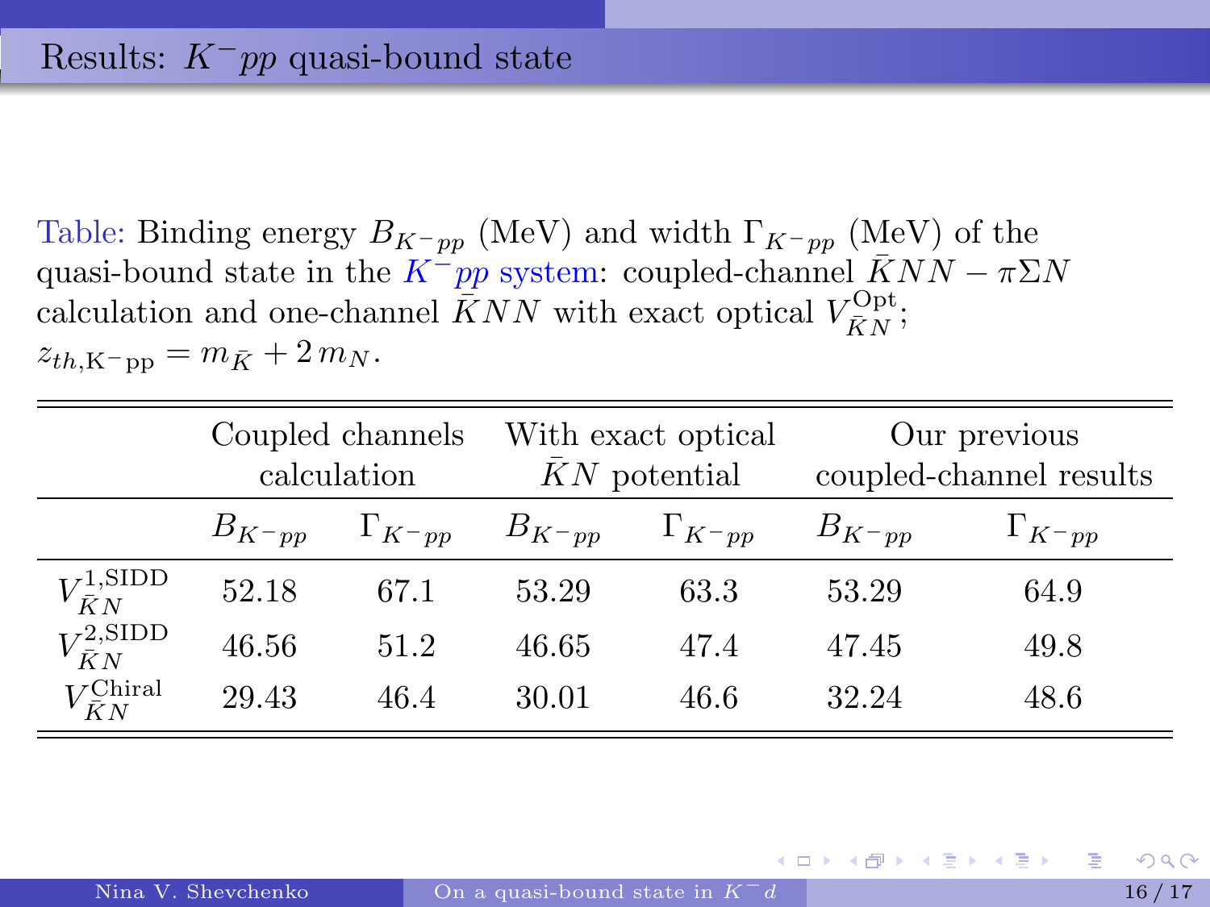# Results: $K^- pp$ quasi-bound state

Table: Binding energy $B_{K^-pp}$ (MeV) and width $\Gamma_{K^-pp}$ (MeV) of the quasi-bound state in the $K^- pp$ system: coupled-channel $\bar{K}NN - \pi\Sigma N$ calculation and one-channel $\bar{K}NN$ with exact optical $V^{\mathrm{Opt}}_{\bar{K}N}$; $z_{th,\mathrm{K^-pp}} = m_{\bar{K}} + 2\, m_N$.

| | Coupled channels calculation | | With exact optical $\bar{K}N$ potential | | Our previous coupled-channel results | |
|---|---|---|---|---|---|---|
| | $B_{K^-pp}$ | $\Gamma_{K^-pp}$ | $B_{K^-pp}$ | $\Gamma_{K^-pp}$ | $B_{K^-pp}$ | $\Gamma_{K^-pp}$ |
| $V^{1,\mathrm{SIDD}}_{\bar{K}N}$ | 52.18 | 67.1 | 53.29 | 63.3 | 53.29 | 64.9 |
| $V^{2,\mathrm{SIDD}}_{\bar{K}N}$ | 46.56 | 51.2 | 46.65 | 47.4 | 47.45 | 49.8 |
| $V^{\mathrm{Chiral}}_{\bar{K}N}$ | 29.43 | 46.4 | 30.01 | 46.6 | 32.24 | 48.6 |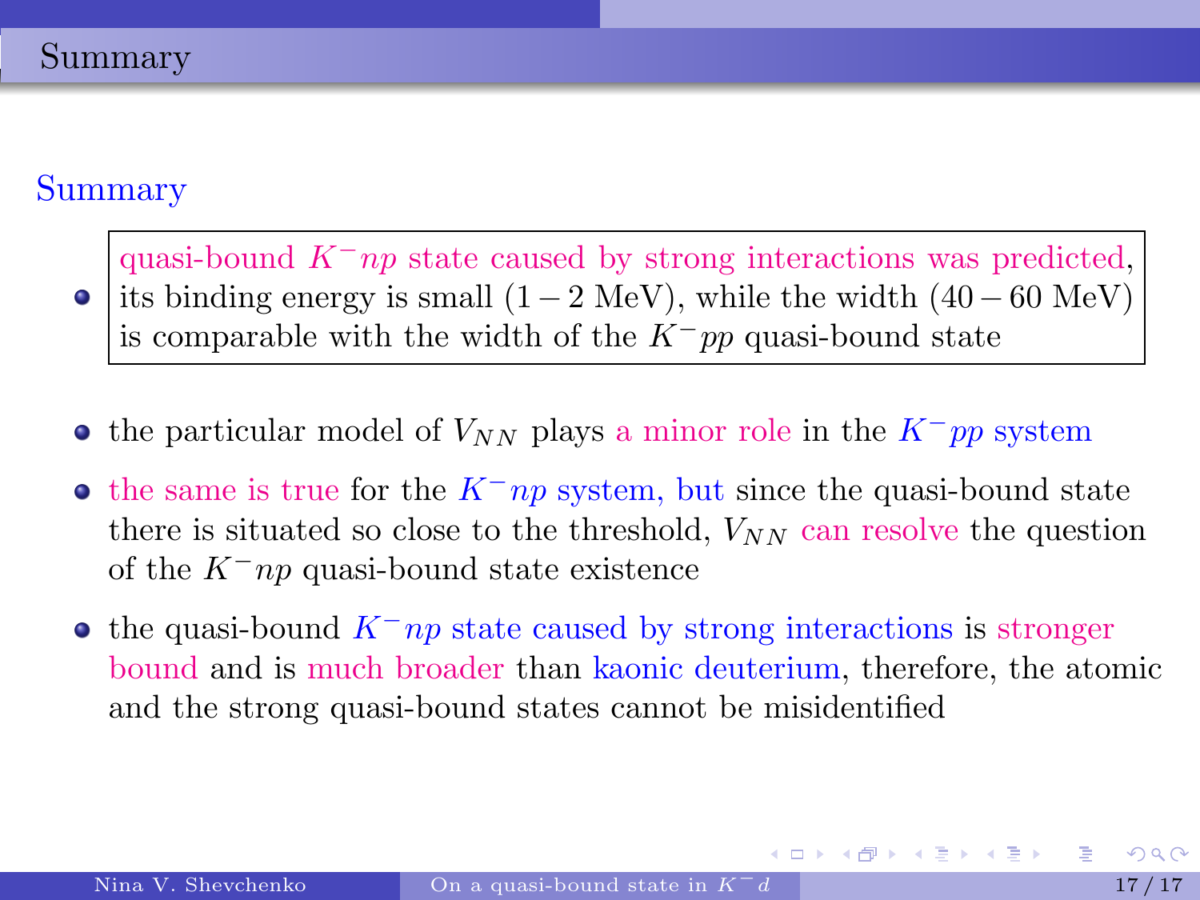## Summary

- quasi-bound $K^- np$ state caused by strong interactions was predicted, its binding energy is small $(1 - 2$ MeV$)$, while the width $(40 - 60$ MeV$)$ is comparable with the width of the $K^- pp$ quasi-bound state
- the particular model of $V_{NN}$ plays a minor role in the $K^- pp$ system
- the same is true for the $K^- np$ system, but since the quasi-bound state there is situated so close to the threshold, $V_{NN}$ can resolve the question of the $K^- np$ quasi-bound state existence
- the quasi-bound $K^- np$ state caused by strong interactions is stronger bound and is much broader than kaonic deuterium, therefore, the atomic and the strong quasi-bound states cannot be misidentified